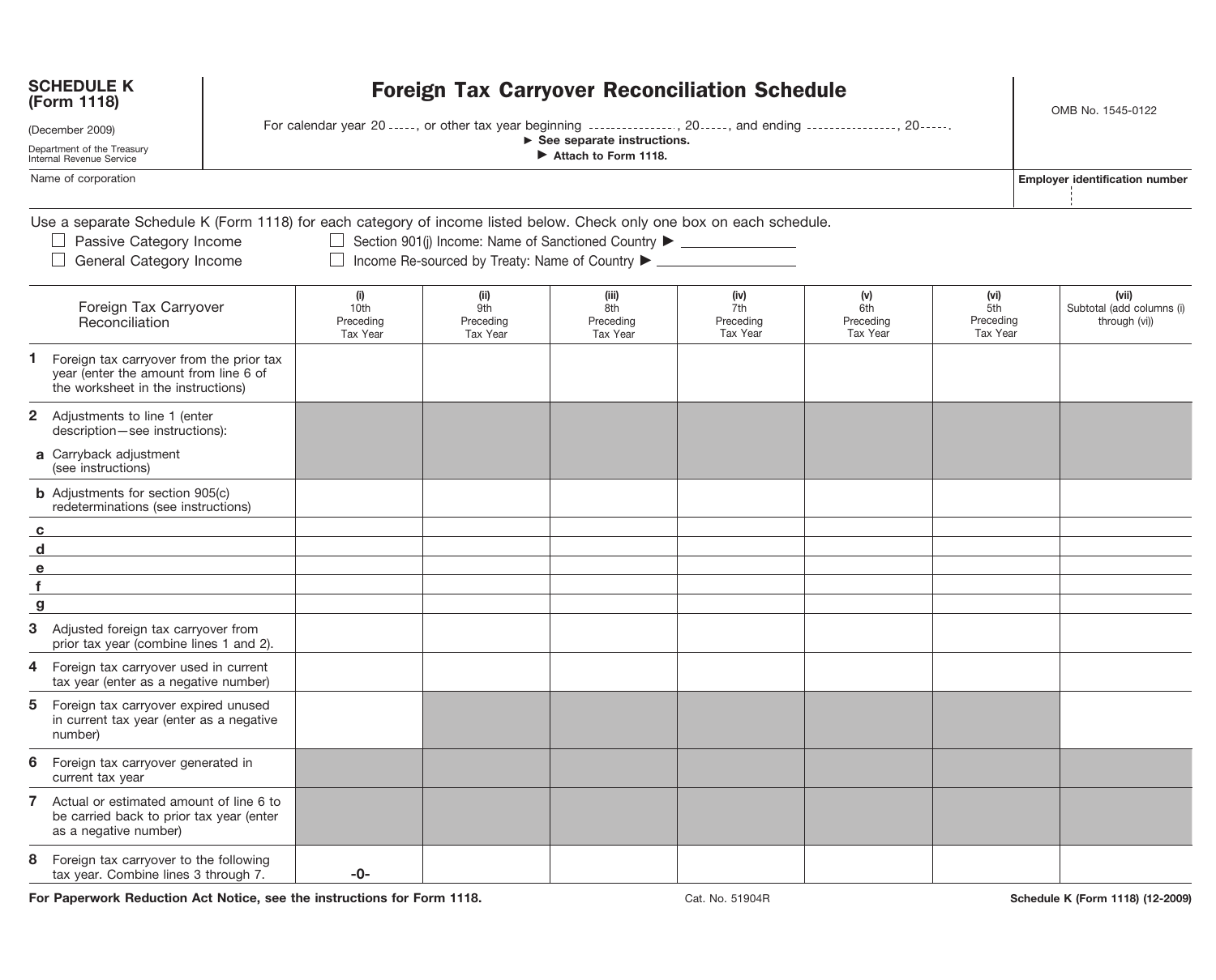**SCHEDULE K (Form 1118)**

(December 2009)

Department of the Treasury
Internal Revenue Service

# Foreign Tax Carryover Reconciliation Schedule

For calendar year 20 -----, or other tax year beginning ---------------, 20-----, and ending ---------------, 20-----.

► **See separate instructions.**

► **Attach to Form 1118.**

OMB No. 1545-0122

Name of corporation

**Employer identification number**

Use a separate Schedule K (Form 1118) for each category of income listed below. Check only one box on each schedule.

- ☐ Passive Category Income
- ☐ General Category Income
- ☐ Section 901(j) Income: Name of Sanctioned Country ► ____________
- ☐ Income Re-sourced by Treaty: Name of Country ► ____________

| Foreign Tax Carryover Reconciliation | (i) 10th Preceding Tax Year | (ii) 9th Preceding Tax Year | (iii) 8th Preceding Tax Year | (iv) 7th Preceding Tax Year | (v) 6th Preceding Tax Year | (vi) 5th Preceding Tax Year | (vii) Subtotal (add columns (i) through (vi)) |
|---|---|---|---|---|---|---|---|
| **1** Foreign tax carryover from the prior tax year (enter the amount from line 6 of the worksheet in the instructions) | | | | | | | |
| **2** Adjustments to line 1 (enter description—see instructions): | | | | | | | |
| **a** Carryback adjustment (see instructions) | | | | | | | |
| **b** Adjustments for section 905(c) redeterminations (see instructions) | | | | | | | |
| **c** | | | | | | | |
| **d** | | | | | | | |
| **e** | | | | | | | |
| **f** | | | | | | | |
| **g** | | | | | | | |
| **3** Adjusted foreign tax carryover from prior tax year (combine lines 1 and 2). | | | | | | | |
| **4** Foreign tax carryover used in current tax year (enter as a negative number) | | | | | | | |
| **5** Foreign tax carryover expired unused in current tax year (enter as a negative number) | | | | | | | |
| **6** Foreign tax carryover generated in current tax year | | | | | | | |
| **7** Actual or estimated amount of line 6 to be carried back to prior tax year (enter as a negative number) | | | | | | | |
| **8** Foreign tax carryover to the following tax year. Combine lines 3 through 7. | **-0-** | | | | | | |

**For Paperwork Reduction Act Notice, see the instructions for Form 1118.** Cat. No. 51904R **Schedule K (Form 1118) (12-2009)**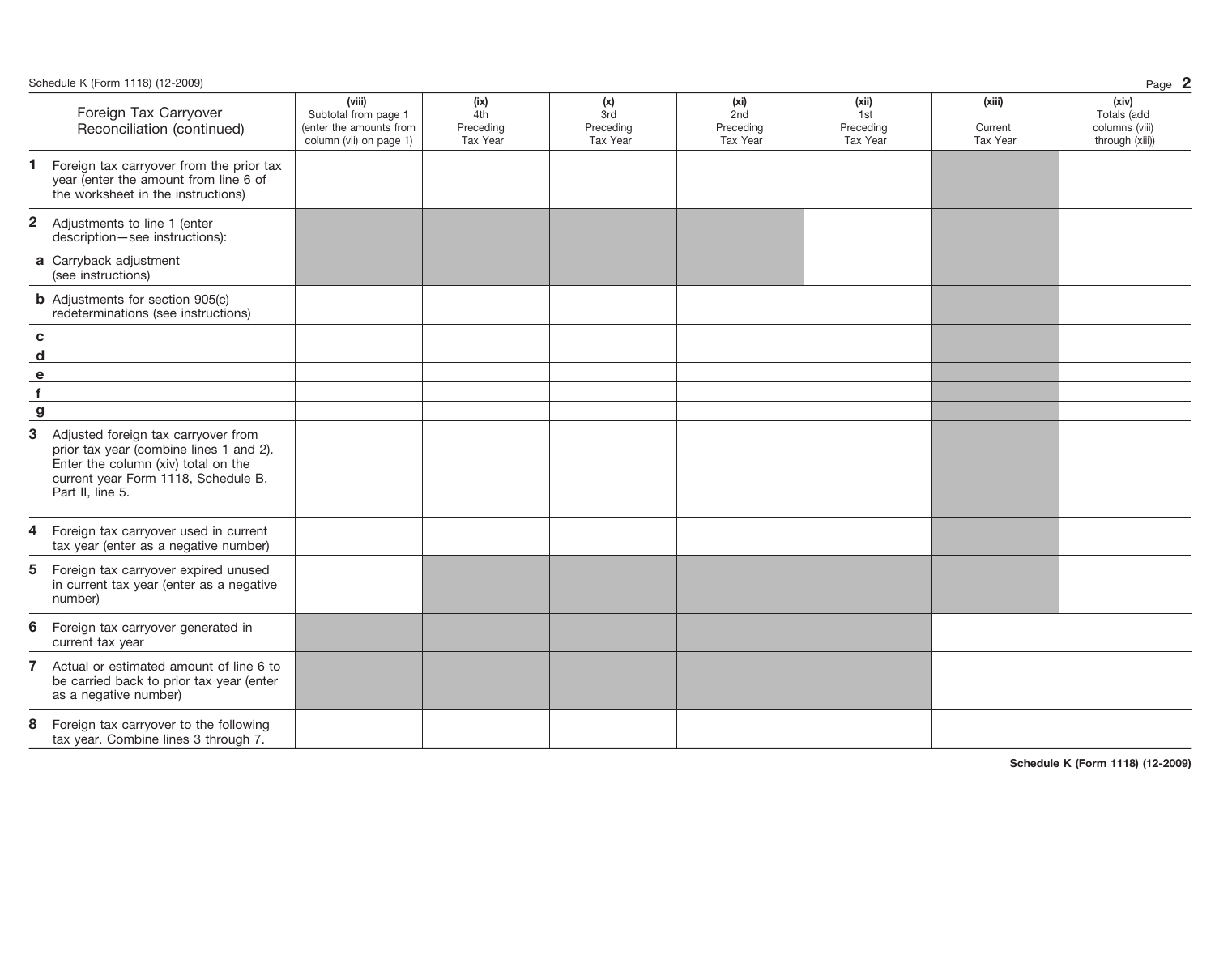Schedule K (Form 1118) (12-2009)

| Foreign Tax Carryover Reconciliation (continued) | (viii) Subtotal from page 1 (enter the amounts from column (vii) on page 1) | (ix) 4th Preceding Tax Year | (x) 3rd Preceding Tax Year | (xi) 2nd Preceding Tax Year | (xii) 1st Preceding Tax Year | (xiii) Current Tax Year | (xiv) Totals (add columns (viii) through (xiii)) |
|---|---|---|---|---|---|---|---|
| **1** Foreign tax carryover from the prior tax year (enter the amount from line 6 of the worksheet in the instructions) | | | | | | | |
| **2** Adjustments to line 1 (enter description—see instructions): | | | | | | | |
| **a** Carryback adjustment (see instructions) | | | | | | | |
| **b** Adjustments for section 905(c) redeterminations (see instructions) | | | | | | | |
| **c** | | | | | | | |
| **d** | | | | | | | |
| **e** | | | | | | | |
| **f** | | | | | | | |
| **g** | | | | | | | |
| **3** Adjusted foreign tax carryover from prior tax year (combine lines 1 and 2). Enter the column (xiv) total on the current year Form 1118, Schedule B, Part II, line 5. | | | | | | | |
| **4** Foreign tax carryover used in current tax year (enter as a negative number) | | | | | | | |
| **5** Foreign tax carryover expired unused in current tax year (enter as a negative number) | | | | | | | |
| **6** Foreign tax carryover generated in current tax year | | | | | | | |
| **7** Actual or estimated amount of line 6 to be carried back to prior tax year (enter as a negative number) | | | | | | | |
| **8** Foreign tax carryover to the following tax year. Combine lines 3 through 7. | | | | | | | |

Schedule K (Form 1118) (12-2009)